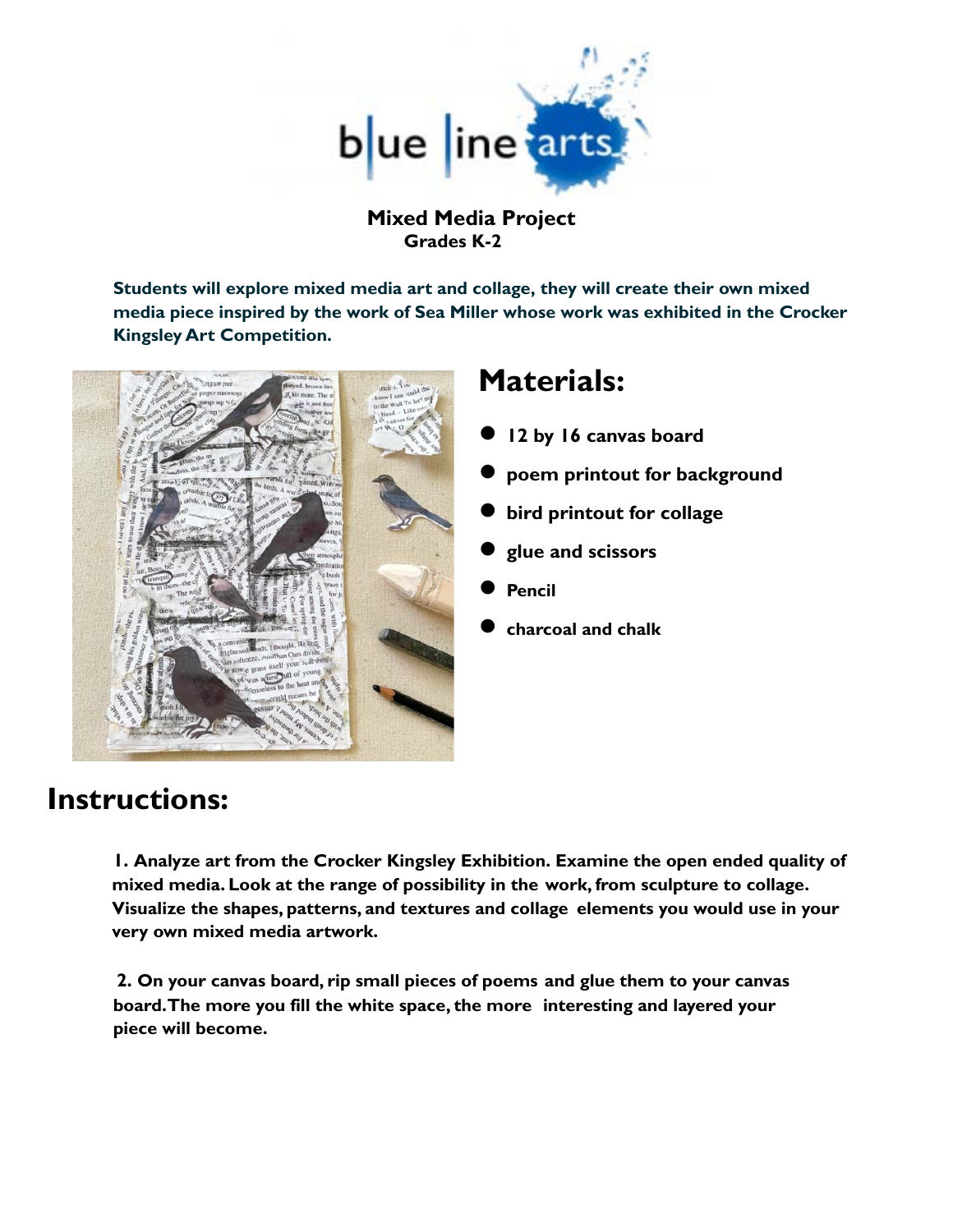**Mixed Media Project**
**Grades K-2**

**Students will explore mixed media art and collage, they will create their own mixed media piece inspired by the work of Sea Miller whose work was exhibited in the Crocker Kingsley Art Competition.**

## Materials:

- **12 by 16 canvas board**
- **poem printout for background**
- **bird printout for collage**
- **glue and scissors**
- **Pencil**
- **charcoal and chalk**

# Instructions:

**1. Analyze art from the Crocker Kingsley Exhibition. Examine the open ended quality of mixed media. Look at the range of possibility in the work, from sculpture to collage. Visualize the shapes, patterns, and textures and collage elements you would use in your very own mixed media artwork.**

**2. On your canvas board, rip small pieces of poems and glue them to your canvas board. The more you fill the white space, the more interesting and layered your piece will become.**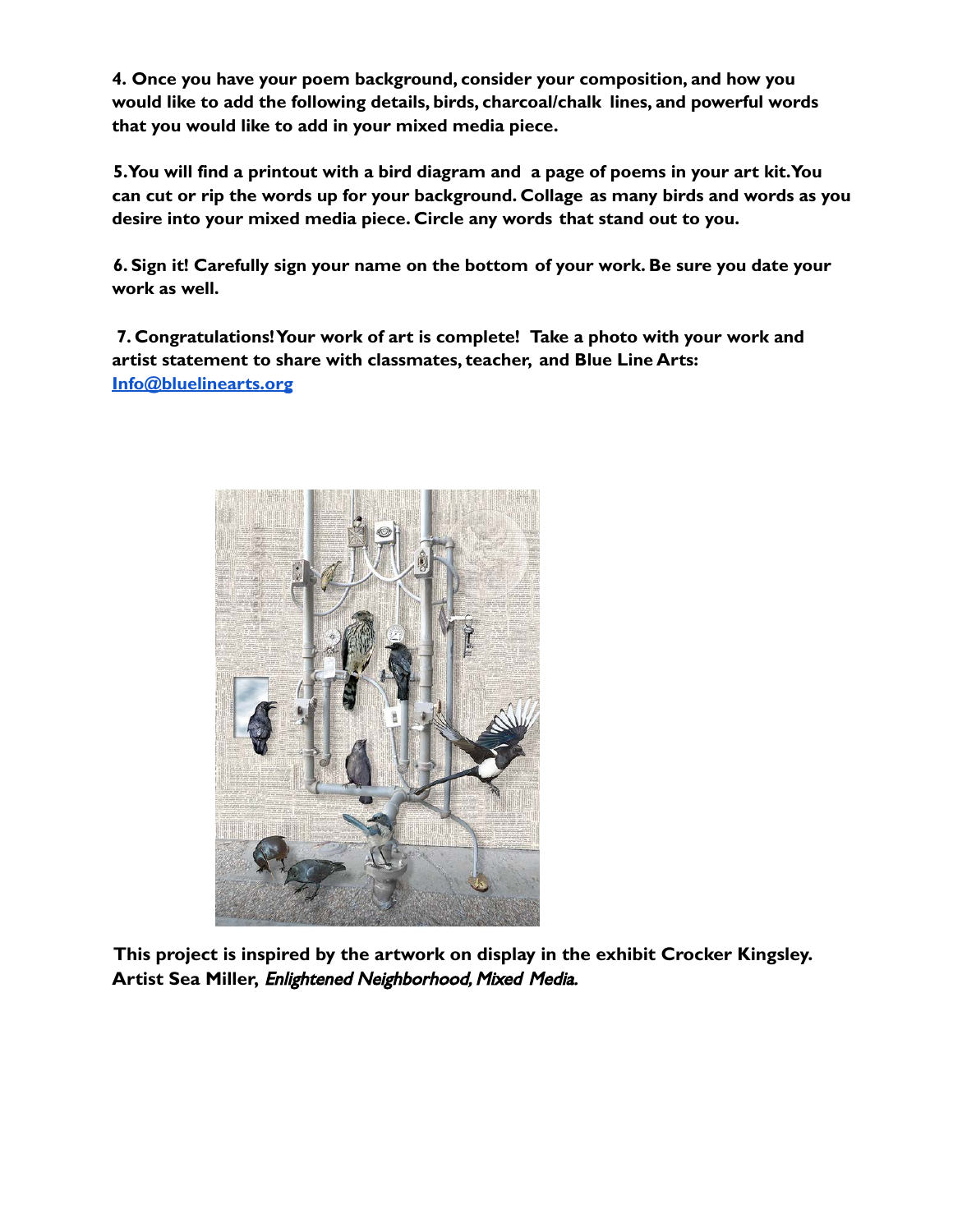**4. Once you have your poem background, consider your composition, and how you would like to add the following details, birds, charcoal/chalk lines, and powerful words that you would like to add in your mixed media piece.**

**5. You will find a printout with a bird diagram and a page of poems in your art kit. You can cut or rip the words up for your background. Collage as many birds and words as you desire into your mixed media piece. Circle any words that stand out to you.**

**6. Sign it! Carefully sign your name on the bottom of your work. Be sure you date your work as well.**

**7. Congratulations! Your work of art is complete! Take a photo with your work and artist statement to share with classmates, teacher, and Blue Line Arts: [Info@bluelinearts.org](mailto:Info@bluelinearts.org)**

**This project is inspired by the artwork on display in the exhibit Crocker Kingsley. Artist Sea Miller, *Enlightened Neighborhood, Mixed Media.***